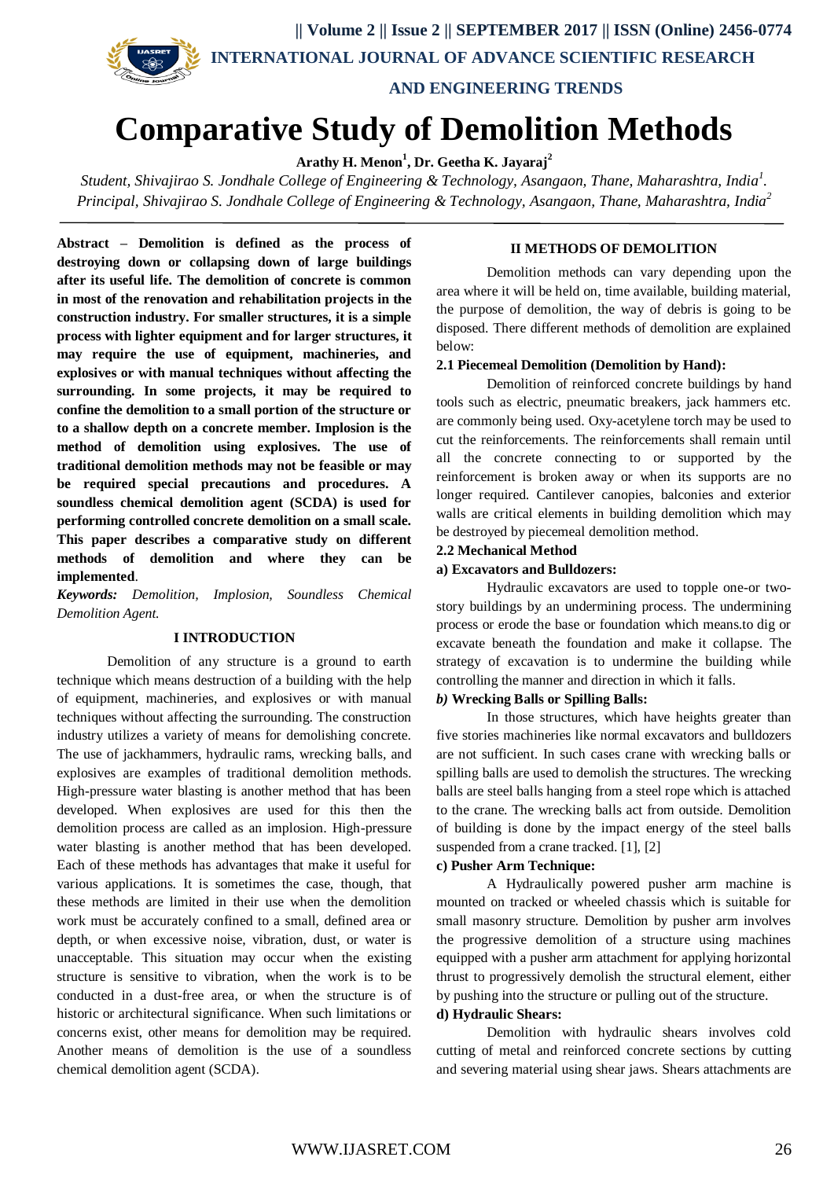# Comparative Study of Demolition Methods

**Arathy H. Menon[1], Dr. Geetha K. Jayaraj[2]**

*Student, Shivajirao S. Jondhale College of Engineering & Technology, Asangaon, Thane, Maharashtra, India[1].*
*Principal, Shivajirao S. Jondhale College of Engineering & Technology, Asangaon, Thane, Maharashtra, India[2]*

**Abstract – Demolition is defined as the process of destroying down or collapsing down of large buildings after its useful life. The demolition of concrete is common in most of the renovation and rehabilitation projects in the construction industry. For smaller structures, it is a simple process with lighter equipment and for larger structures, it may require the use of equipment, machineries, and explosives or with manual techniques without affecting the surrounding. In some projects, it may be required to confine the demolition to a small portion of the structure or to a shallow depth on a concrete member. Implosion is the method of demolition using explosives. The use of traditional demolition methods may not be feasible or may be required special precautions and procedures. A soundless chemical demolition agent (SCDA) is used for performing controlled concrete demolition on a small scale. This paper describes a comparative study on different methods of demolition and where they can be implemented**.

***Keywords:*** *Demolition, Implosion, Soundless Chemical Demolition Agent.*

## I INTRODUCTION

Demolition of any structure is a ground to earth technique which means destruction of a building with the help of equipment, machineries, and explosives or with manual techniques without affecting the surrounding. The construction industry utilizes a variety of means for demolishing concrete. The use of jackhammers, hydraulic rams, wrecking balls, and explosives are examples of traditional demolition methods. High-pressure water blasting is another method that has been developed. When explosives are used for this then the demolition process are called as an implosion. High-pressure water blasting is another method that has been developed. Each of these methods has advantages that make it useful for various applications. It is sometimes the case, though, that these methods are limited in their use when the demolition work must be accurately confined to a small, defined area or depth, or when excessive noise, vibration, dust, or water is unacceptable. This situation may occur when the existing structure is sensitive to vibration, when the work is to be conducted in a dust-free area, or when the structure is of historic or architectural significance. When such limitations or concerns exist, other means for demolition may be required. Another means of demolition is the use of a soundless chemical demolition agent (SCDA).

## II METHODS OF DEMOLITION

Demolition methods can vary depending upon the area where it will be held on, time available, building material, the purpose of demolition, the way of debris is going to be disposed. There different methods of demolition are explained below:

### 2.1 Piecemeal Demolition (Demolition by Hand):

Demolition of reinforced concrete buildings by hand tools such as electric, pneumatic breakers, jack hammers etc. are commonly being used. Oxy-acetylene torch may be used to cut the reinforcements. The reinforcements shall remain until all the concrete connecting to or supported by the reinforcement is broken away or when its supports are no longer required. Cantilever canopies, balconies and exterior walls are critical elements in building demolition which may be destroyed by piecemeal demolition method.

### 2.2 Mechanical Method

**a) Excavators and Bulldozers:**

Hydraulic excavators are used to topple one-or two-story buildings by an undermining process. The undermining process or erode the base or foundation which means.to dig or excavate beneath the foundation and make it collapse. The strategy of excavation is to undermine the building while controlling the manner and direction in which it falls.

***b)*** **Wrecking Balls or Spilling Balls:**

In those structures, which have heights greater than five stories machineries like normal excavators and bulldozers are not sufficient. In such cases crane with wrecking balls or spilling balls are used to demolish the structures. The wrecking balls are steel balls hanging from a steel rope which is attached to the crane. The wrecking balls act from outside. Demolition of building is done by the impact energy of the steel balls suspended from a crane tracked. [1], [2]

**c) Pusher Arm Technique:**

A Hydraulically powered pusher arm machine is mounted on tracked or wheeled chassis which is suitable for small masonry structure. Demolition by pusher arm involves the progressive demolition of a structure using machines equipped with a pusher arm attachment for applying horizontal thrust to progressively demolish the structural element, either by pushing into the structure or pulling out of the structure.

**d) Hydraulic Shears:**

Demolition with hydraulic shears involves cold cutting of metal and reinforced concrete sections by cutting and severing material using shear jaws. Shears attachments are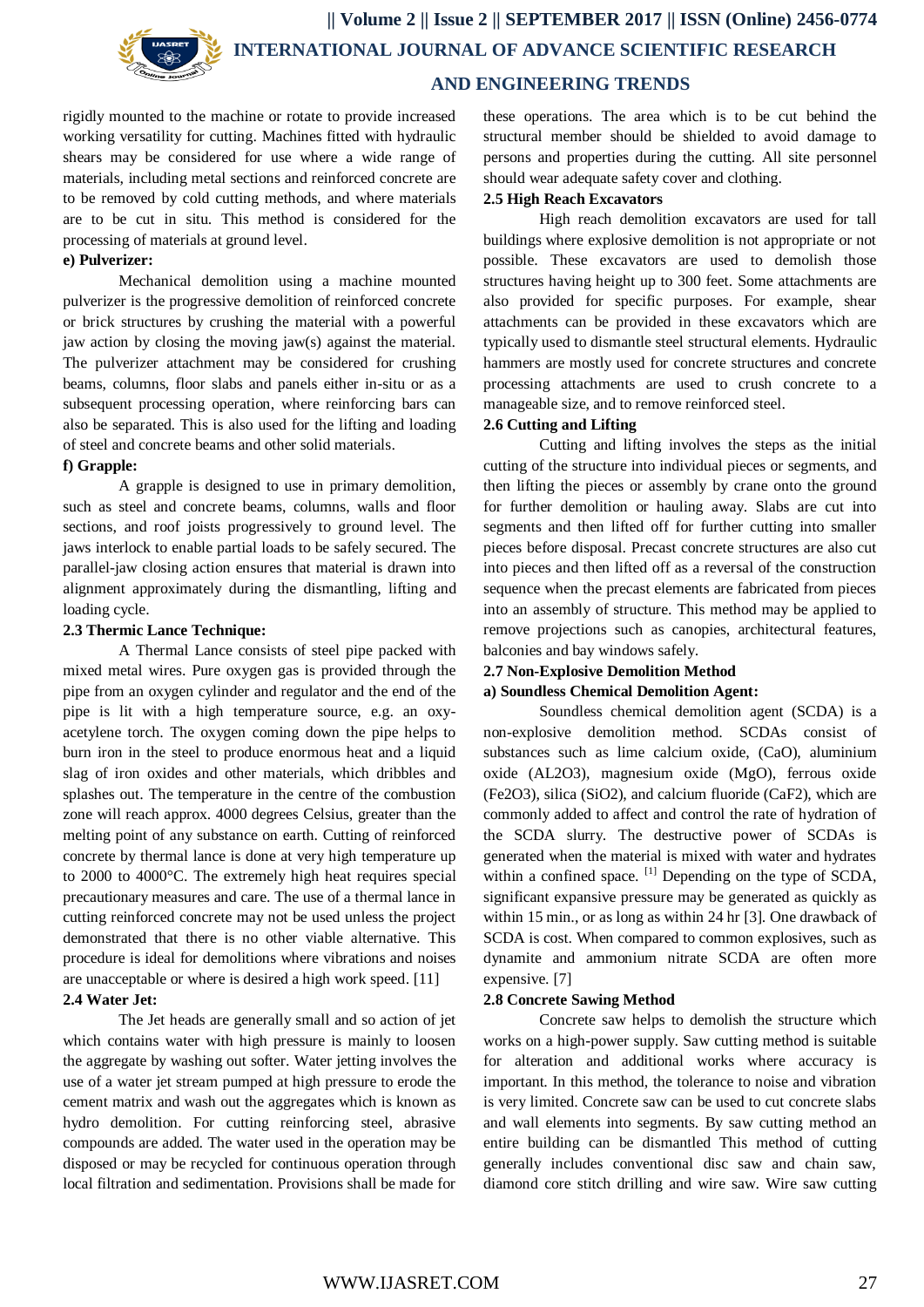rigidly mounted to the machine or rotate to provide increased working versatility for cutting. Machines fitted with hydraulic shears may be considered for use where a wide range of materials, including metal sections and reinforced concrete are to be removed by cold cutting methods, and where materials are to be cut in situ. This method is considered for the processing of materials at ground level.

**e) Pulverizer:**

Mechanical demolition using a machine mounted pulverizer is the progressive demolition of reinforced concrete or brick structures by crushing the material with a powerful jaw action by closing the moving jaw(s) against the material. The pulverizer attachment may be considered for crushing beams, columns, floor slabs and panels either in-situ or as a subsequent processing operation, where reinforcing bars can also be separated. This is also used for the lifting and loading of steel and concrete beams and other solid materials.

**f) Grapple:**

A grapple is designed to use in primary demolition, such as steel and concrete beams, columns, walls and floor sections, and roof joists progressively to ground level. The jaws interlock to enable partial loads to be safely secured. The parallel-jaw closing action ensures that material is drawn into alignment approximately during the dismantling, lifting and loading cycle.

### 2.3 Thermic Lance Technique:

A Thermal Lance consists of steel pipe packed with mixed metal wires. Pure oxygen gas is provided through the pipe from an oxygen cylinder and regulator and the end of the pipe is lit with a high temperature source, e.g. an oxy-acetylene torch. The oxygen coming down the pipe helps to burn iron in the steel to produce enormous heat and a liquid slag of iron oxides and other materials, which dribbles and splashes out. The temperature in the centre of the combustion zone will reach approx. 4000 degrees Celsius, greater than the melting point of any substance on earth. Cutting of reinforced concrete by thermal lance is done at very high temperature up to 2000 to 4000°C. The extremely high heat requires special precautionary measures and care. The use of a thermal lance in cutting reinforced concrete may not be used unless the project demonstrated that there is no other viable alternative. This procedure is ideal for demolitions where vibrations and noises are unacceptable or where is desired a high work speed. [11]

### 2.4 Water Jet:

The Jet heads are generally small and so action of jet which contains water with high pressure is mainly to loosen the aggregate by washing out softer. Water jetting involves the use of a water jet stream pumped at high pressure to erode the cement matrix and wash out the aggregates which is known as hydro demolition. For cutting reinforcing steel, abrasive compounds are added. The water used in the operation may be disposed or may be recycled for continuous operation through local filtration and sedimentation. Provisions shall be made for these operations. The area which is to be cut behind the structural member should be shielded to avoid damage to persons and properties during the cutting. All site personnel should wear adequate safety cover and clothing.

### 2.5 High Reach Excavators

High reach demolition excavators are used for tall buildings where explosive demolition is not appropriate or not possible. These excavators are used to demolish those structures having height up to 300 feet. Some attachments are also provided for specific purposes. For example, shear attachments can be provided in these excavators which are typically used to dismantle steel structural elements. Hydraulic hammers are mostly used for concrete structures and concrete processing attachments are used to crush concrete to a manageable size, and to remove reinforced steel.

### 2.6 Cutting and Lifting

Cutting and lifting involves the steps as the initial cutting of the structure into individual pieces or segments, and then lifting the pieces or assembly by crane onto the ground for further demolition or hauling away. Slabs are cut into segments and then lifted off for further cutting into smaller pieces before disposal. Precast concrete structures are also cut into pieces and then lifted off as a reversal of the construction sequence when the precast elements are fabricated from pieces into an assembly of structure. This method may be applied to remove projections such as canopies, architectural features, balconies and bay windows safely.

### 2.7 Non-Explosive Demolition Method

**a) Soundless Chemical Demolition Agent:**

Soundless chemical demolition agent (SCDA) is a non-explosive demolition method. SCDAs consist of substances such as lime calcium oxide, (CaO), aluminium oxide ($AL_2O_3$), magnesium oxide (MgO), ferrous oxide ($Fe_2O_3$), silica ($SiO_2$), and calcium fluoride ($CaF_2$), which are commonly added to affect and control the rate of hydration of the SCDA slurry. The destructive power of SCDAs is generated when the material is mixed with water and hydrates within a confined space. [1] Depending on the type of SCDA, significant expansive pressure may be generated as quickly as within 15 min., or as long as within 24 hr [3]. One drawback of SCDA is cost. When compared to common explosives, such as dynamite and ammonium nitrate SCDA are often more expensive. [7]

### 2.8 Concrete Sawing Method

Concrete saw helps to demolish the structure which works on a high-power supply. Saw cutting method is suitable for alteration and additional works where accuracy is important. In this method, the tolerance to noise and vibration is very limited. Concrete saw can be used to cut concrete slabs and wall elements into segments. By saw cutting method an entire building can be dismantled This method of cutting generally includes conventional disc saw and chain saw, diamond core stitch drilling and wire saw. Wire saw cutting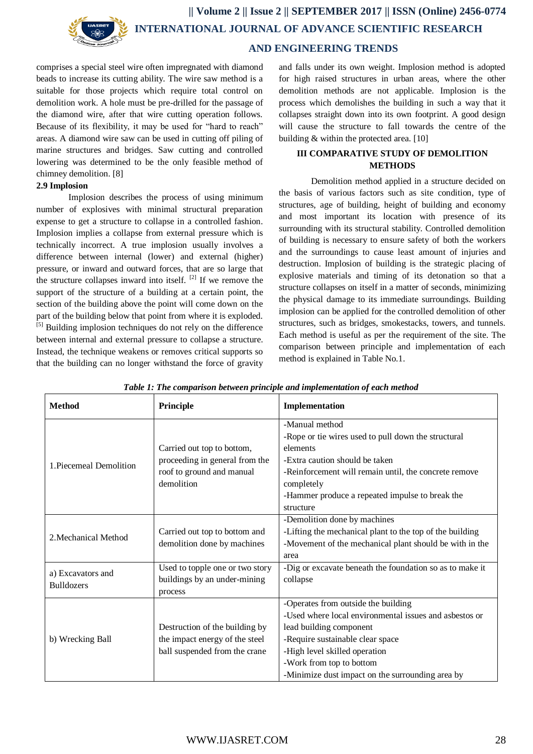comprises a special steel wire often impregnated with diamond beads to increase its cutting ability. The wire saw method is a suitable for those projects which require total control on demolition work. A hole must be pre-drilled for the passage of the diamond wire, after that wire cutting operation follows. Because of its flexibility, it may be used for "hard to reach" areas. A diamond wire saw can be used in cutting off piling of marine structures and bridges. Saw cutting and controlled lowering was determined to be the only feasible method of chimney demolition. [8]

**2.9 Implosion**

Implosion describes the process of using minimum number of explosives with minimal structural preparation expense to get a structure to collapse in a controlled fashion. Implosion implies a collapse from external pressure which is technically incorrect. A true implosion usually involves a difference between internal (lower) and external (higher) pressure, or inward and outward forces, that are so large that the structure collapses inward into itself. [2] If we remove the support of the structure of a building at a certain point, the section of the building above the point will come down on the part of the building below that point from where it is exploded. [5] Building implosion techniques do not rely on the difference between internal and external pressure to collapse a structure. Instead, the technique weakens or removes critical supports so that the building can no longer withstand the force of gravity and falls under its own weight. Implosion method is adopted for high raised structures in urban areas, where the other demolition methods are not applicable. Implosion is the process which demolishes the building in such a way that it collapses straight down into its own footprint. A good design will cause the structure to fall towards the centre of the building & within the protected area. [10]

## III COMPARATIVE STUDY OF DEMOLITION METHODS

Demolition method applied in a structure decided on the basis of various factors such as site condition, type of structures, age of building, height of building and economy and most important its location with presence of its surrounding with its structural stability. Controlled demolition of building is necessary to ensure safety of both the workers and the surroundings to cause least amount of injuries and destruction. Implosion of building is the strategic placing of explosive materials and timing of its detonation so that a structure collapses on itself in a matter of seconds, minimizing the physical damage to its immediate surroundings. Building implosion can be applied for the controlled demolition of other structures, such as bridges, smokestacks, towers, and tunnels. Each method is useful as per the requirement of the site. The comparison between principle and implementation of each method is explained in Table No.1.

*Table 1: The comparison between principle and implementation of each method*

| **Method** | **Principle** | **Implementation** |
|---|---|---|
| 1.Piecemeal Demolition | Carried out top to bottom, proceeding in general from the roof to ground and manual demolition | -Manual method<br>-Rope or tie wires used to pull down the structural elements<br>-Extra caution should be taken<br>-Reinforcement will remain until, the concrete remove completely<br>-Hammer produce a repeated impulse to break the structure |
| 2.Mechanical Method | Carried out top to bottom and demolition done by machines | -Demolition done by machines<br>-Lifting the mechanical plant to the top of the building<br>-Movement of the mechanical plant should be with in the area |
| a) Excavators and Bulldozers | Used to topple one or two story buildings by an under-mining process | -Dig or excavate beneath the foundation so as to make it collapse |
| b) Wrecking Ball | Destruction of the building by the impact energy of the steel ball suspended from the crane | -Operates from outside the building<br>-Used where local environmental issues and asbestos or lead building component<br>-Require sustainable clear space<br>-High level skilled operation<br>-Work from top to bottom<br>-Minimize dust impact on the surrounding area by |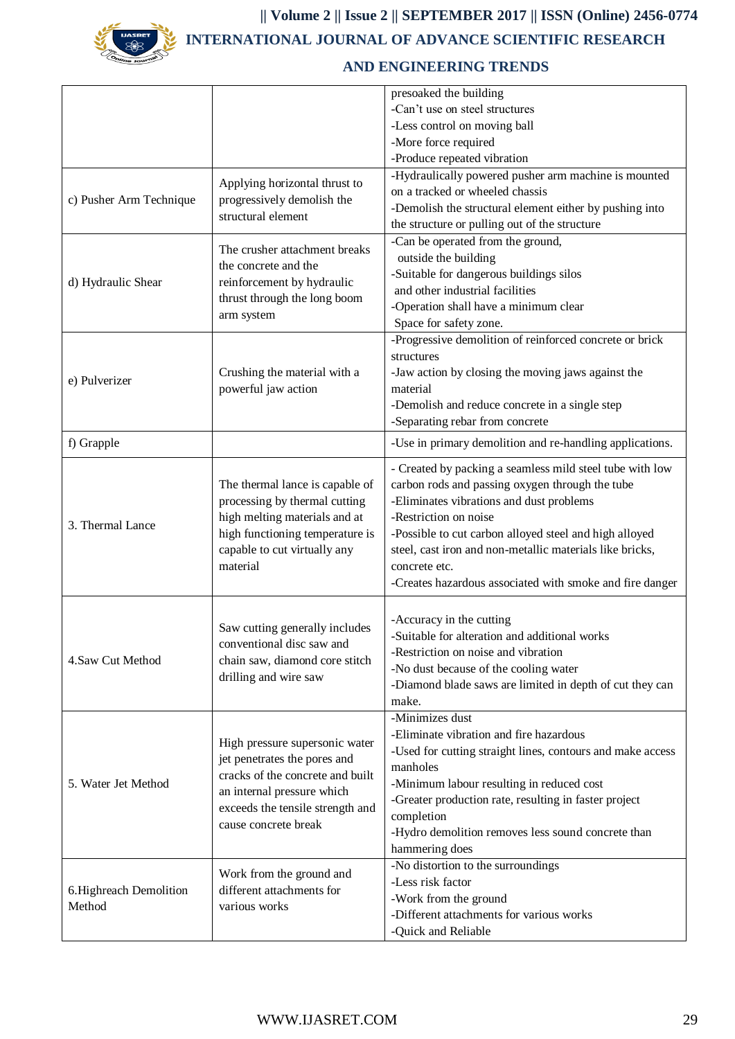| | | |
|---|---|---|
| | | presoaked the building<br>-Can't use on steel structures<br>-Less control on moving ball<br>-More force required<br>-Produce repeated vibration |
| c) Pusher Arm Technique | Applying horizontal thrust to progressively demolish the structural element | -Hydraulically powered pusher arm machine is mounted on a tracked or wheeled chassis<br>-Demolish the structural element either by pushing into the structure or pulling out of the structure |
| d) Hydraulic Shear | The crusher attachment breaks the concrete and the reinforcement by hydraulic thrust through the long boom arm system | -Can be operated from the ground, outside the building<br>-Suitable for dangerous buildings silos and other industrial facilities<br>-Operation shall have a minimum clear Space for safety zone. |
| e) Pulverizer | Crushing the material with a powerful jaw action | -Progressive demolition of reinforced concrete or brick structures<br>-Jaw action by closing the moving jaws against the material<br>-Demolish and reduce concrete in a single step<br>-Separating rebar from concrete |
| f) Grapple | | -Use in primary demolition and re-handling applications. |
| 3. Thermal Lance | The thermal lance is capable of processing by thermal cutting high melting materials and at high functioning temperature is capable to cut virtually any material | - Created by packing a seamless mild steel tube with low carbon rods and passing oxygen through the tube<br>-Eliminates vibrations and dust problems<br>-Restriction on noise<br>-Possible to cut carbon alloyed steel and high alloyed steel, cast iron and non-metallic materials like bricks, concrete etc.<br>-Creates hazardous associated with smoke and fire danger |
| 4.Saw Cut Method | Saw cutting generally includes conventional disc saw and chain saw, diamond core stitch drilling and wire saw | -Accuracy in the cutting<br>-Suitable for alteration and additional works<br>-Restriction on noise and vibration<br>-No dust because of the cooling water<br>-Diamond blade saws are limited in depth of cut they can make. |
| 5. Water Jet Method | High pressure supersonic water jet penetrates the pores and cracks of the concrete and built an internal pressure which exceeds the tensile strength and cause concrete break | -Minimizes dust<br>-Eliminate vibration and fire hazardous<br>-Used for cutting straight lines, contours and make access manholes<br>-Minimum labour resulting in reduced cost<br>-Greater production rate, resulting in faster project completion<br>-Hydro demolition removes less sound concrete than hammering does |
| 6.Highreach Demolition Method | Work from the ground and different attachments for various works | -No distortion to the surroundings<br>-Less risk factor<br>-Work from the ground<br>-Different attachments for various works<br>-Quick and Reliable |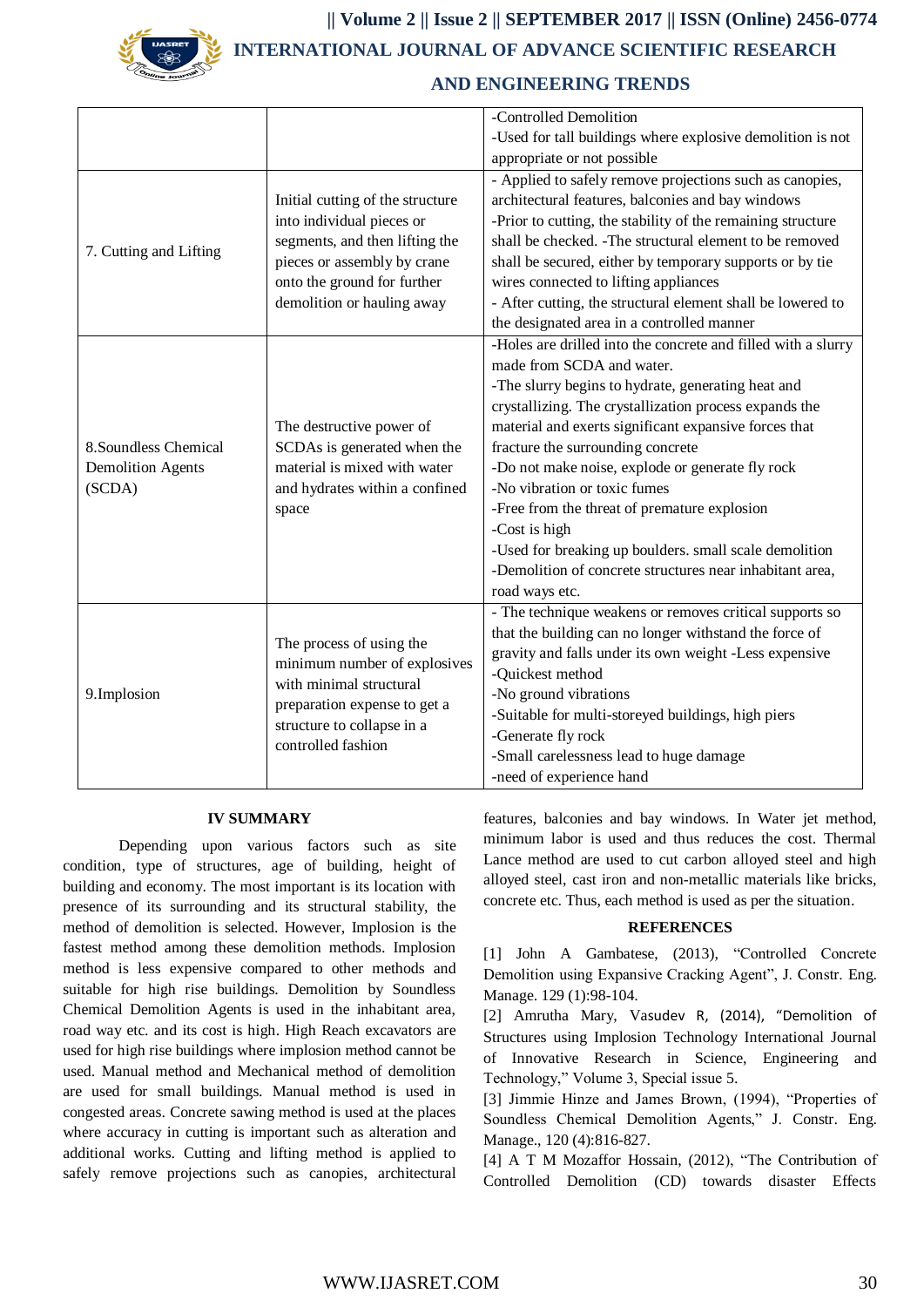|  |  | -Controlled Demolition<br>-Used for tall buildings where explosive demolition is not appropriate or not possible |
|---|---|---|
| 7. Cutting and Lifting | Initial cutting of the structure into individual pieces or segments, and then lifting the pieces or assembly by crane onto the ground for further demolition or hauling away | - Applied to safely remove projections such as canopies, architectural features, balconies and bay windows<br>-Prior to cutting, the stability of the remaining structure shall be checked. -The structural element to be removed shall be secured, either by temporary supports or by tie wires connected to lifting appliances<br>- After cutting, the structural element shall be lowered to the designated area in a controlled manner |
| 8.Soundless Chemical Demolition Agents (SCDA) | The destructive power of SCDAs is generated when the material is mixed with water and hydrates within a confined space | -Holes are drilled into the concrete and filled with a slurry made from SCDA and water.<br>-The slurry begins to hydrate, generating heat and crystallizing. The crystallization process expands the material and exerts significant expansive forces that fracture the surrounding concrete<br>-Do not make noise, explode or generate fly rock<br>-No vibration or toxic fumes<br>-Free from the threat of premature explosion<br>-Cost is high<br>-Used for breaking up boulders. small scale demolition<br>-Demolition of concrete structures near inhabitant area, road ways etc. |
| 9.Implosion | The process of using the minimum number of explosives with minimal structural preparation expense to get a structure to collapse in a controlled fashion | - The technique weakens or removes critical supports so that the building can no longer withstand the force of gravity and falls under its own weight -Less expensive<br>-Quickest method<br>-No ground vibrations<br>-Suitable for multi-storeyed buildings, high piers<br>-Generate fly rock<br>-Small carelessness lead to huge damage<br>-need of experience hand |

## IV SUMMARY

Depending upon various factors such as site condition, type of structures, age of building, height of building and economy. The most important is its location with presence of its surrounding and its structural stability, the method of demolition is selected. However, Implosion is the fastest method among these demolition methods. Implosion method is less expensive compared to other methods and suitable for high rise buildings. Demolition by Soundless Chemical Demolition Agents is used in the inhabitant area, road way etc. and its cost is high. High Reach excavators are used for high rise buildings where implosion method cannot be used. Manual method and Mechanical method of demolition are used for small buildings. Manual method is used in congested areas. Concrete sawing method is used at the places where accuracy in cutting is important such as alteration and additional works. Cutting and lifting method is applied to safely remove projections such as canopies, architectural features, balconies and bay windows. In Water jet method, minimum labor is used and thus reduces the cost. Thermal Lance method are used to cut carbon alloyed steel and high alloyed steel, cast iron and non-metallic materials like bricks, concrete etc. Thus, each method is used as per the situation.

## REFERENCES

[1] John A Gambatese, (2013), "Controlled Concrete Demolition using Expansive Cracking Agent", J. Constr. Eng. Manage. 129 (1):98-104.

[2] Amrutha Mary, Vasudev R, (2014), "Demolition of Structures using Implosion Technology International Journal of Innovative Research in Science, Engineering and Technology," Volume 3, Special issue 5.

[3] Jimmie Hinze and James Brown, (1994), "Properties of Soundless Chemical Demolition Agents," J. Constr. Eng. Manage., 120 (4):816-827.

[4] A T M Mozaffor Hossain, (2012), "The Contribution of Controlled Demolition (CD) towards disaster Effects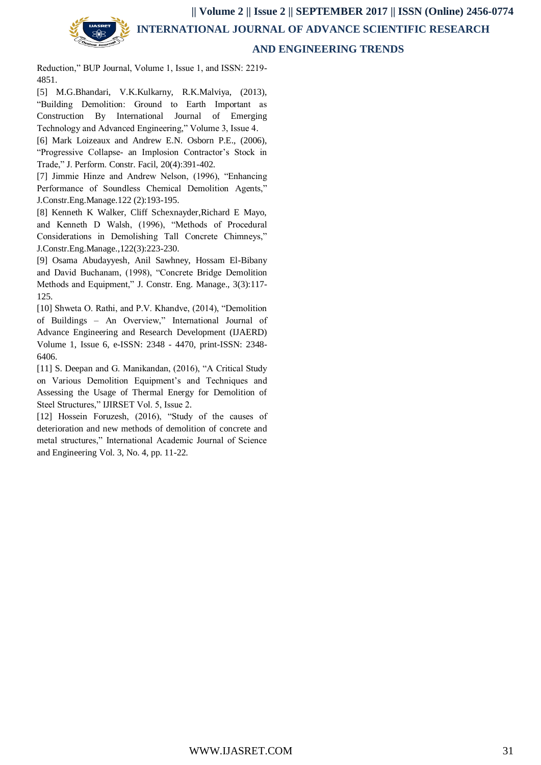Reduction," BUP Journal, Volume 1, Issue 1, and ISSN: 2219-4851.

[5] M.G.Bhandari, V.K.Kulkarny, R.K.Malviya, (2013), "Building Demolition: Ground to Earth Important as Construction By International Journal of Emerging Technology and Advanced Engineering," Volume 3, Issue 4.

[6] Mark Loizeaux and Andrew E.N. Osborn P.E., (2006), "Progressive Collapse- an Implosion Contractor's Stock in Trade," J. Perform. Constr. Facil, 20(4):391-402.

[7] Jimmie Hinze and Andrew Nelson, (1996), "Enhancing Performance of Soundless Chemical Demolition Agents," J.Constr.Eng.Manage.122 (2):193-195.

[8] Kenneth K Walker, Cliff Schexnayder,Richard E Mayo, and Kenneth D Walsh, (1996), "Methods of Procedural Considerations in Demolishing Tall Concrete Chimneys," J.Constr.Eng.Manage.,122(3):223-230.

[9] Osama Abudayyesh, Anil Sawhney, Hossam El-Bibany and David Buchanam, (1998), "Concrete Bridge Demolition Methods and Equipment," J. Constr. Eng. Manage., 3(3):117-125.

[10] Shweta O. Rathi, and P.V. Khandve, (2014), "Demolition of Buildings – An Overview," International Journal of Advance Engineering and Research Development (IJAERD) Volume 1, Issue 6, e-ISSN: 2348 - 4470, print-ISSN: 2348-6406.

[11] S. Deepan and G. Manikandan, (2016), "A Critical Study on Various Demolition Equipment's and Techniques and Assessing the Usage of Thermal Energy for Demolition of Steel Structures," IJIRSET Vol. 5, Issue 2.

[12] Hossein Foruzesh, (2016), "Study of the causes of deterioration and new methods of demolition of concrete and metal structures," International Academic Journal of Science and Engineering Vol. 3, No. 4, pp. 11-22.